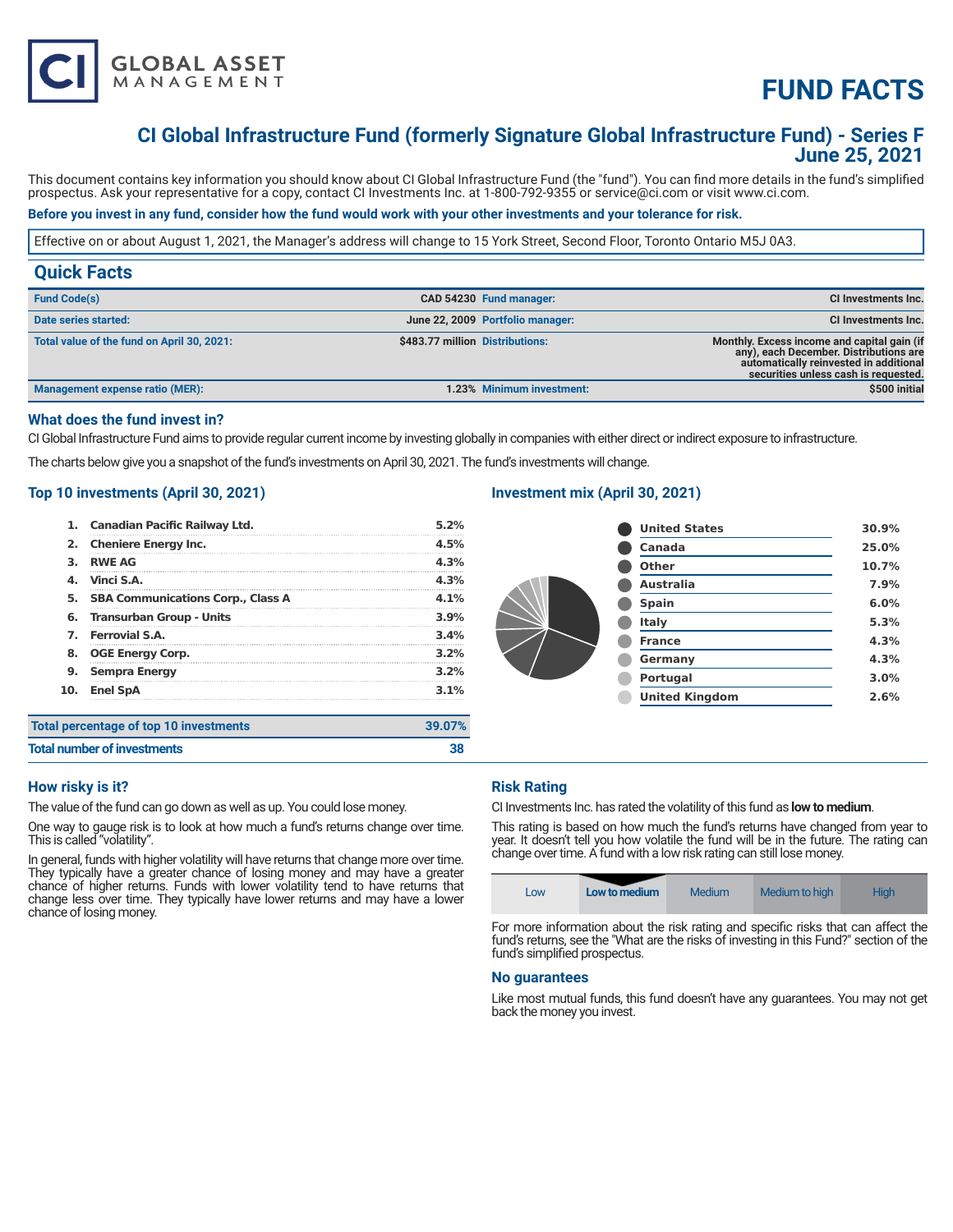# FUND FACTS

## CI Global Infrastructure Fund (formerly Signature Global Infrastructure Fund) - Series F
## June 25, 2021

This document contains key information you should know about CI Global Infrastructure Fund (the "fund"). You can find more details in the fund's simplified prospectus. Ask your representative for a copy, contact CI Investments Inc. at 1-800-792-9355 or service@ci.com or visit www.ci.com.

**Before you invest in any fund, consider how the fund would work with your other investments and your tolerance for risk.**

Effective on or about August 1, 2021, the Manager's address will change to 15 York Street, Second Floor, Toronto Ontario M5J 0A3.

## Quick Facts

| | | | |
|---|---|---|---|
| **Fund Code(s)** | **CAD 54230** | **Fund manager:** | **CI Investments Inc.** |
| **Date series started:** | **June 22, 2009** | **Portfolio manager:** | **CI Investments Inc.** |
| **Total value of the fund on April 30, 2021:** | **$483.77 million** | **Distributions:** | **Monthly. Excess income and capital gain (if any), each December. Distributions are automatically reinvested in additional securities unless cash is requested.** |
| **Management expense ratio (MER):** | **1.23%** | **Minimum investment:** | **$500 initial** |

### What does the fund invest in?

CI Global Infrastructure Fund aims to provide regular current income by investing globally in companies with either direct or indirect exposure to infrastructure.

The charts below give you a snapshot of the fund's investments on April 30, 2021. The fund's investments will change.

### Top 10 investments (April 30, 2021)

| | | |
|---|---|---|
| 1. | Canadian Pacific Railway Ltd. | 5.2% |
| 2. | Cheniere Energy Inc. | 4.5% |
| 3. | RWE AG | 4.3% |
| 4. | Vinci S.A. | 4.3% |
| 5. | SBA Communications Corp., Class A | 4.1% |
| 6. | Transurban Group - Units | 3.9% |
| 7. | Ferrovial S.A. | 3.4% |
| 8. | OGE Energy Corp. | 3.2% |
| 9. | Sempra Energy | 3.2% |
| 10. | Enel SpA | 3.1% |
| | **Total percentage of top 10 investments** | **39.07%** |
| | **Total number of investments** | **38** |

### Investment mix (April 30, 2021)

| | |
|---|---|
| United States | 30.9% |
| Canada | 25.0% |
| Other | 10.7% |
| Australia | 7.9% |
| Spain | 6.0% |
| Italy | 5.3% |
| France | 4.3% |
| Germany | 4.3% |
| Portugal | 3.0% |
| United Kingdom | 2.6% |

### How risky is it?

The value of the fund can go down as well as up. You could lose money.

One way to gauge risk is to look at how much a fund's returns change over time. This is called "volatility".

In general, funds with higher volatility will have returns that change more over time. They typically have a greater chance of losing money and may have a greater chance of higher returns. Funds with lower volatility tend to have returns that change less over time. They typically have lower returns and may have a lower chance of losing money.

### Risk Rating

CI Investments Inc. has rated the volatility of this fund as **low to medium**.

This rating is based on how much the fund's returns have changed from year to year. It doesn't tell you how volatile the fund will be in the future. The rating can change over time. A fund with a low risk rating can still lose money.

| Low | **Low to medium** | Medium | Medium to high | High |
|---|---|---|---|---|

For more information about the risk rating and specific risks that can affect the fund's returns, see the "What are the risks of investing in this Fund?" section of the fund's simplified prospectus.

### No guarantees

Like most mutual funds, this fund doesn't have any guarantees. You may not get back the money you invest.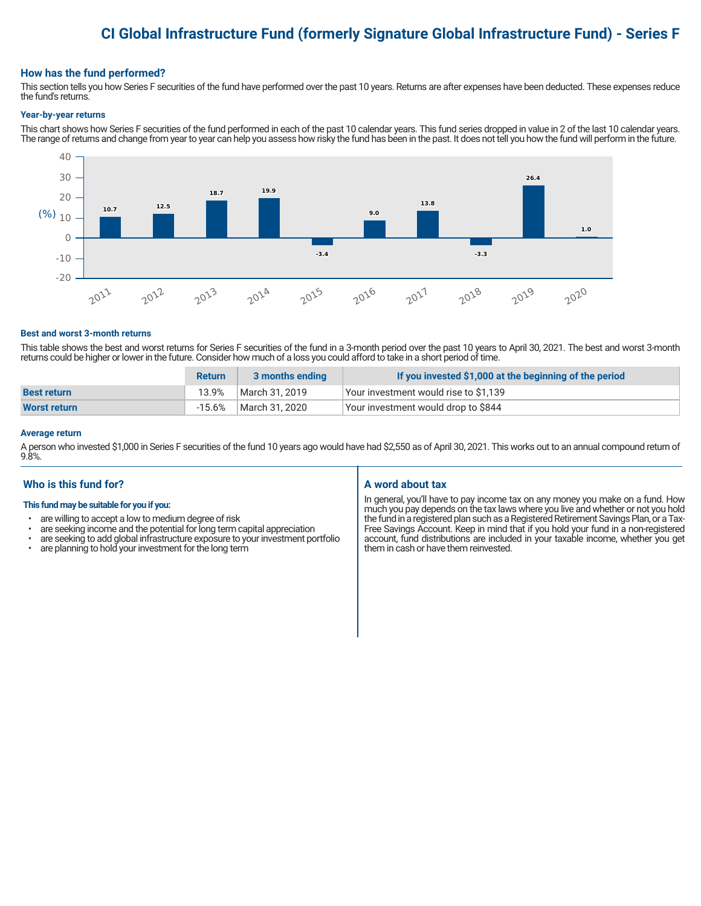# CI Global Infrastructure Fund (formerly Signature Global Infrastructure Fund) - Series F

## How has the fund performed?

This section tells you how Series F securities of the fund have performed over the past 10 years. Returns are after expenses have been deducted. These expenses reduce the fund's returns.

### Year-by-year returns

This chart shows how Series F securities of the fund performed in each of the past 10 calendar years. This fund series dropped in value in 2 of the last 10 calendar years. The range of returns and change from year to year can help you assess how risky the fund has been in the past. It does not tell you how the fund will perform in the future.

| Year | 2011 | 2012 | 2013 | 2014 | 2015 | 2016 | 2017 | 2018 | 2019 | 2020 |
|---|---|---|---|---|---|---|---|---|---|---|
| Return (%) | 10.7 | 12.5 | 18.7 | 19.9 | -3.4 | 9.0 | 13.8 | -3.3 | 26.4 | 1.0 |

### Best and worst 3-month returns

This table shows the best and worst returns for Series F securities of the fund in a 3-month period over the past 10 years to April 30, 2021. The best and worst 3-month returns could be higher or lower in the future. Consider how much of a loss you could afford to take in a short period of time.

| | Return | 3 months ending | If you invested $1,000 at the beginning of the period |
|---|---|---|---|
| **Best return** | 13.9% | March 31, 2019 | Your investment would rise to $1,139 |
| **Worst return** | -15.6% | March 31, 2020 | Your investment would drop to $844 |

### Average return

A person who invested $1,000 in Series F securities of the fund 10 years ago would have had $2,550 as of April 30, 2021. This works out to an annual compound return of 9.8%.

## Who is this fund for?

**This fund may be suitable for you if you:**

- are willing to accept a low to medium degree of risk
- are seeking income and the potential for long term capital appreciation
- are seeking to add global infrastructure exposure to your investment portfolio
- are planning to hold your investment for the long term

## A word about tax

In general, you'll have to pay income tax on any money you make on a fund. How much you pay depends on the tax laws where you live and whether or not you hold the fund in a registered plan such as a Registered Retirement Savings Plan, or a Tax-Free Savings Account. Keep in mind that if you hold your fund in a non-registered account, fund distributions are included in your taxable income, whether you get them in cash or have them reinvested.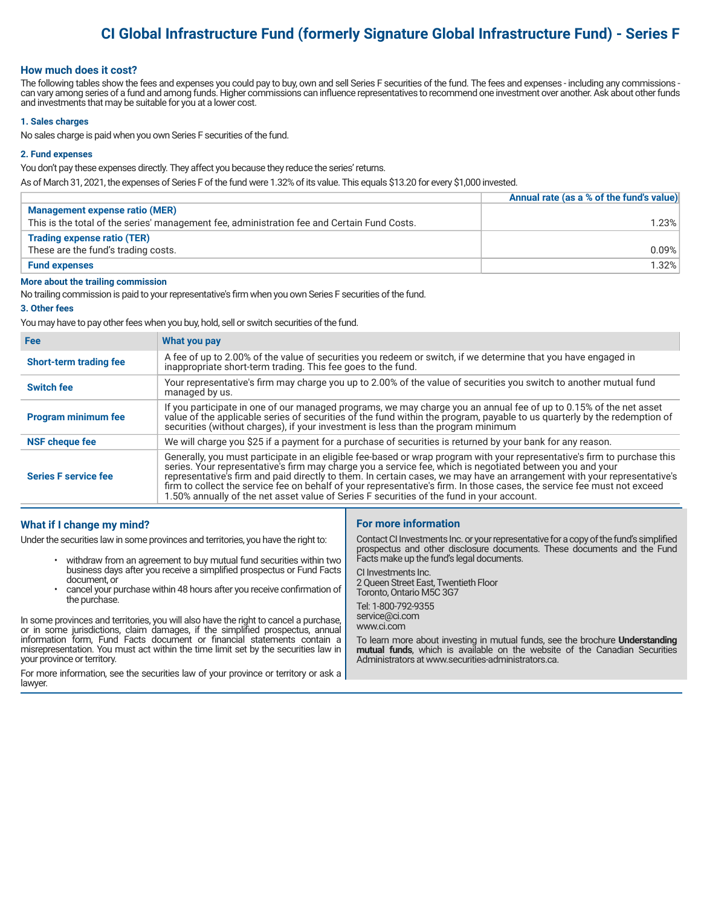# CI Global Infrastructure Fund (formerly Signature Global Infrastructure Fund) - Series F

## How much does it cost?

The following tables show the fees and expenses you could pay to buy, own and sell Series F securities of the fund. The fees and expenses - including any commissions - can vary among series of a fund and among funds. Higher commissions can influence representatives to recommend one investment over another. Ask about other funds and investments that may be suitable for you at a lower cost.

### 1. Sales charges

No sales charge is paid when you own Series F securities of the fund.

### 2. Fund expenses

You don't pay these expenses directly. They affect you because they reduce the series' returns.

As of March 31, 2021, the expenses of Series F of the fund were 1.32% of its value. This equals $13.20 for every $1,000 invested.

| | Annual rate (as a % of the fund's value) |
|---|---|
| **Management expense ratio (MER)**<br>This is the total of the series' management fee, administration fee and Certain Fund Costs. | 1.23% |
| **Trading expense ratio (TER)**<br>These are the fund's trading costs. | 0.09% |
| **Fund expenses** | 1.32% |

#### More about the trailing commission

No trailing commission is paid to your representative's firm when you own Series F securities of the fund.

### 3. Other fees

You may have to pay other fees when you buy, hold, sell or switch securities of the fund.

| Fee | What you pay |
|---|---|
| **Short-term trading fee** | A fee of up to 2.00% of the value of securities you redeem or switch, if we determine that you have engaged in inappropriate short-term trading. This fee goes to the fund. |
| **Switch fee** | Your representative's firm may charge you up to 2.00% of the value of securities you switch to another mutual fund managed by us. |
| **Program minimum fee** | If you participate in one of our managed programs, we may charge you an annual fee of up to 0.15% of the net asset value of the applicable series of securities of the fund within the program, payable to us quarterly by the redemption of securities (without charges), if your investment is less than the program minimum |
| **NSF cheque fee** | We will charge you $25 if a payment for a purchase of securities is returned by your bank for any reason. |
| **Series F service fee** | Generally, you must participate in an eligible fee-based or wrap program with your representative's firm to purchase this series. Your representative's firm may charge you a service fee, which is negotiated between you and your representative's firm and paid directly to them. In certain cases, we may have an arrangement with your representative's firm to collect the service fee on behalf of your representative's firm. In those cases, the service fee must not exceed 1.50% annually of the net asset value of Series F securities of the fund in your account. |

## What if I change my mind?

Under the securities law in some provinces and territories, you have the right to:

- withdraw from an agreement to buy mutual fund securities within two business days after you receive a simplified prospectus or Fund Facts document, or
- cancel your purchase within 48 hours after you receive confirmation of the purchase.

In some provinces and territories, you will also have the right to cancel a purchase, or in some jurisdictions, claim damages, if the simplified prospectus, annual information form, Fund Facts document or financial statements contain a misrepresentation. You must act within the time limit set by the securities law in your province or territory.

For more information, see the securities law of your province or territory or ask a lawyer.

## For more information

Contact CI Investments Inc. or your representative for a copy of the fund's simplified prospectus and other disclosure documents. These documents and the Fund Facts make up the fund's legal documents.

CI Investments Inc.
2 Queen Street East, Twentieth Floor
Toronto, Ontario M5C 3G7

Tel: 1-800-792-9355
service@ci.com
www.ci.com

To learn more about investing in mutual funds, see the brochure **Understanding mutual funds**, which is available on the website of the Canadian Securities Administrators at www.securities-administrators.ca.